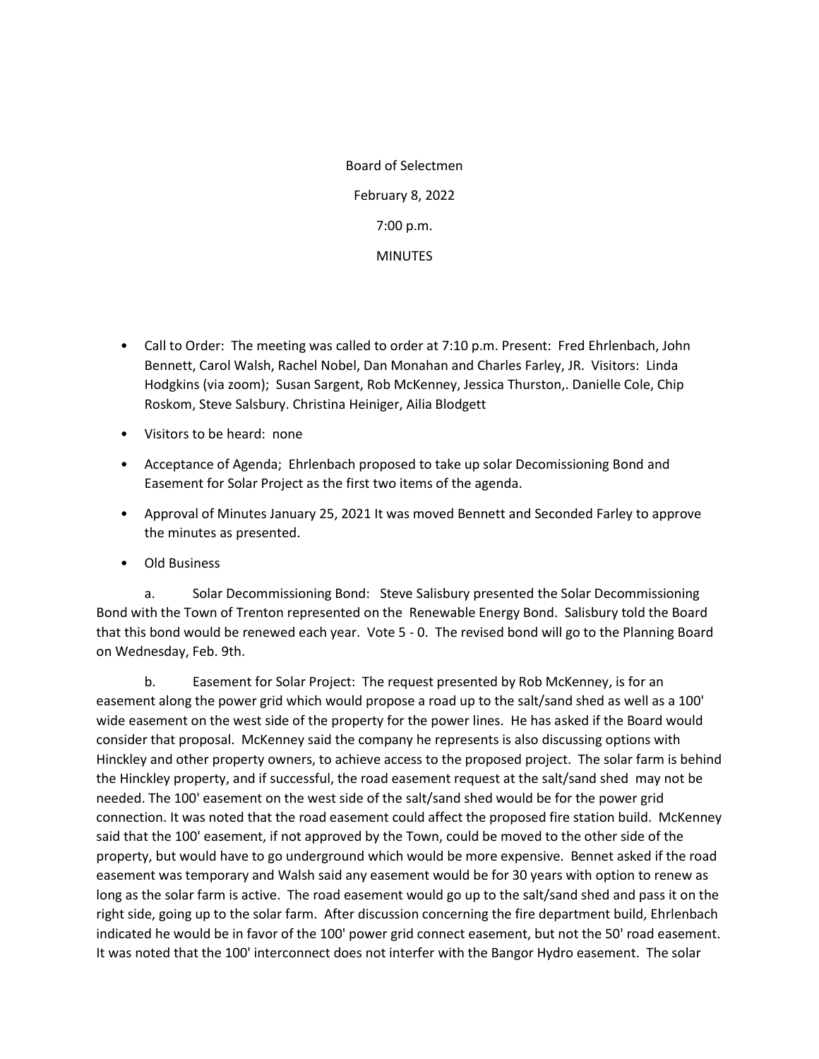Board of Selectmen

February 8, 2022

7:00 p.m.

MINUTES

- Call to Order: The meeting was called to order at 7:10 p.m. Present: Fred Ehrlenbach, John Bennett, Carol Walsh, Rachel Nobel, Dan Monahan and Charles Farley, JR. Visitors: Linda Hodgkins (via zoom); Susan Sargent, Rob McKenney, Jessica Thurston,. Danielle Cole, Chip Roskom, Steve Salsbury. Christina Heiniger, Ailia Blodgett
- Visitors to be heard: none
- Acceptance of Agenda; Ehrlenbach proposed to take up solar Decomissioning Bond and Easement for Solar Project as the first two items of the agenda.
- Approval of Minutes January 25, 2021 It was moved Bennett and Seconded Farley to approve the minutes as presented.
- Old Business

a. Solar Decommissioning Bond: Steve Salisbury presented the Solar Decommissioning Bond with the Town of Trenton represented on the Renewable Energy Bond. Salisbury told the Board that this bond would be renewed each year. Vote 5 - 0. The revised bond will go to the Planning Board on Wednesday, Feb. 9th.

b. Easement for Solar Project: The request presented by Rob McKenney, is for an easement along the power grid which would propose a road up to the salt/sand shed as well as a 100' wide easement on the west side of the property for the power lines. He has asked if the Board would consider that proposal. McKenney said the company he represents is also discussing options with Hinckley and other property owners, to achieve access to the proposed project. The solar farm is behind the Hinckley property, and if successful, the road easement request at the salt/sand shed may not be needed. The 100' easement on the west side of the salt/sand shed would be for the power grid connection. It was noted that the road easement could affect the proposed fire station build. McKenney said that the 100' easement, if not approved by the Town, could be moved to the other side of the property, but would have to go underground which would be more expensive. Bennet asked if the road easement was temporary and Walsh said any easement would be for 30 years with option to renew as long as the solar farm is active. The road easement would go up to the salt/sand shed and pass it on the right side, going up to the solar farm. After discussion concerning the fire department build, Ehrlenbach indicated he would be in favor of the 100' power grid connect easement, but not the 50' road easement. It was noted that the 100' interconnect does not interfer with the Bangor Hydro easement. The solar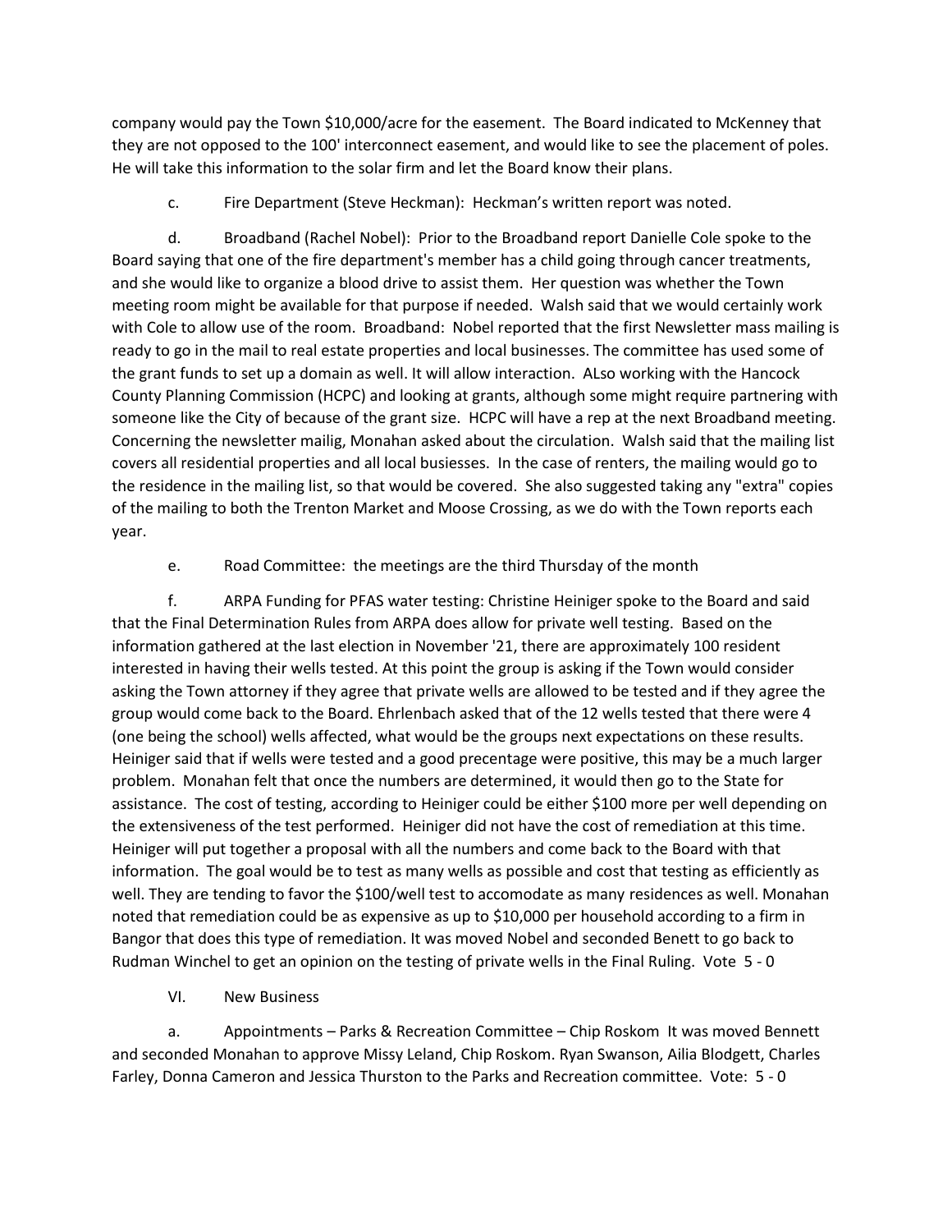company would pay the Town $10,000/acre for the easement. The Board indicated to McKenney that they are not opposed to the 100' interconnect easement, and would like to see the placement of poles. He will take this information to the solar firm and let the Board know their plans.

c. Fire Department (Steve Heckman): Heckman's written report was noted.

d. Broadband (Rachel Nobel): Prior to the Broadband report Danielle Cole spoke to the Board saying that one of the fire department's member has a child going through cancer treatments, and she would like to organize a blood drive to assist them. Her question was whether the Town meeting room might be available for that purpose if needed. Walsh said that we would certainly work with Cole to allow use of the room. Broadband: Nobel reported that the first Newsletter mass mailing is ready to go in the mail to real estate properties and local businesses. The committee has used some of the grant funds to set up a domain as well. It will allow interaction. ALso working with the Hancock County Planning Commission (HCPC) and looking at grants, although some might require partnering with someone like the City of because of the grant size. HCPC will have a rep at the next Broadband meeting. Concerning the newsletter mailig, Monahan asked about the circulation. Walsh said that the mailing list covers all residential properties and all local busiesses. In the case of renters, the mailing would go to the residence in the mailing list, so that would be covered. She also suggested taking any "extra" copies of the mailing to both the Trenton Market and Moose Crossing, as we do with the Town reports each year.

e. Road Committee: the meetings are the third Thursday of the month

f. ARPA Funding for PFAS water testing: Christine Heiniger spoke to the Board and said that the Final Determination Rules from ARPA does allow for private well testing. Based on the information gathered at the last election in November '21, there are approximately 100 resident interested in having their wells tested. At this point the group is asking if the Town would consider asking the Town attorney if they agree that private wells are allowed to be tested and if they agree the group would come back to the Board. Ehrlenbach asked that of the 12 wells tested that there were 4 (one being the school) wells affected, what would be the groups next expectations on these results. Heiniger said that if wells were tested and a good precentage were positive, this may be a much larger problem. Monahan felt that once the numbers are determined, it would then go to the State for assistance. The cost of testing, according to Heiniger could be either $100 more per well depending on the extensiveness of the test performed. Heiniger did not have the cost of remediation at this time. Heiniger will put together a proposal with all the numbers and come back to the Board with that information. The goal would be to test as many wells as possible and cost that testing as efficiently as well. They are tending to favor the $100/well test to accomodate as many residences as well. Monahan noted that remediation could be as expensive as up to $10,000 per household according to a firm in Bangor that does this type of remediation. It was moved Nobel and seconded Benett to go back to Rudman Winchel to get an opinion on the testing of private wells in the Final Ruling. Vote 5 - 0

VI. New Business

a. Appointments – Parks & Recreation Committee – Chip Roskom It was moved Bennett and seconded Monahan to approve Missy Leland, Chip Roskom. Ryan Swanson, Ailia Blodgett, Charles Farley, Donna Cameron and Jessica Thurston to the Parks and Recreation committee. Vote: 5 - 0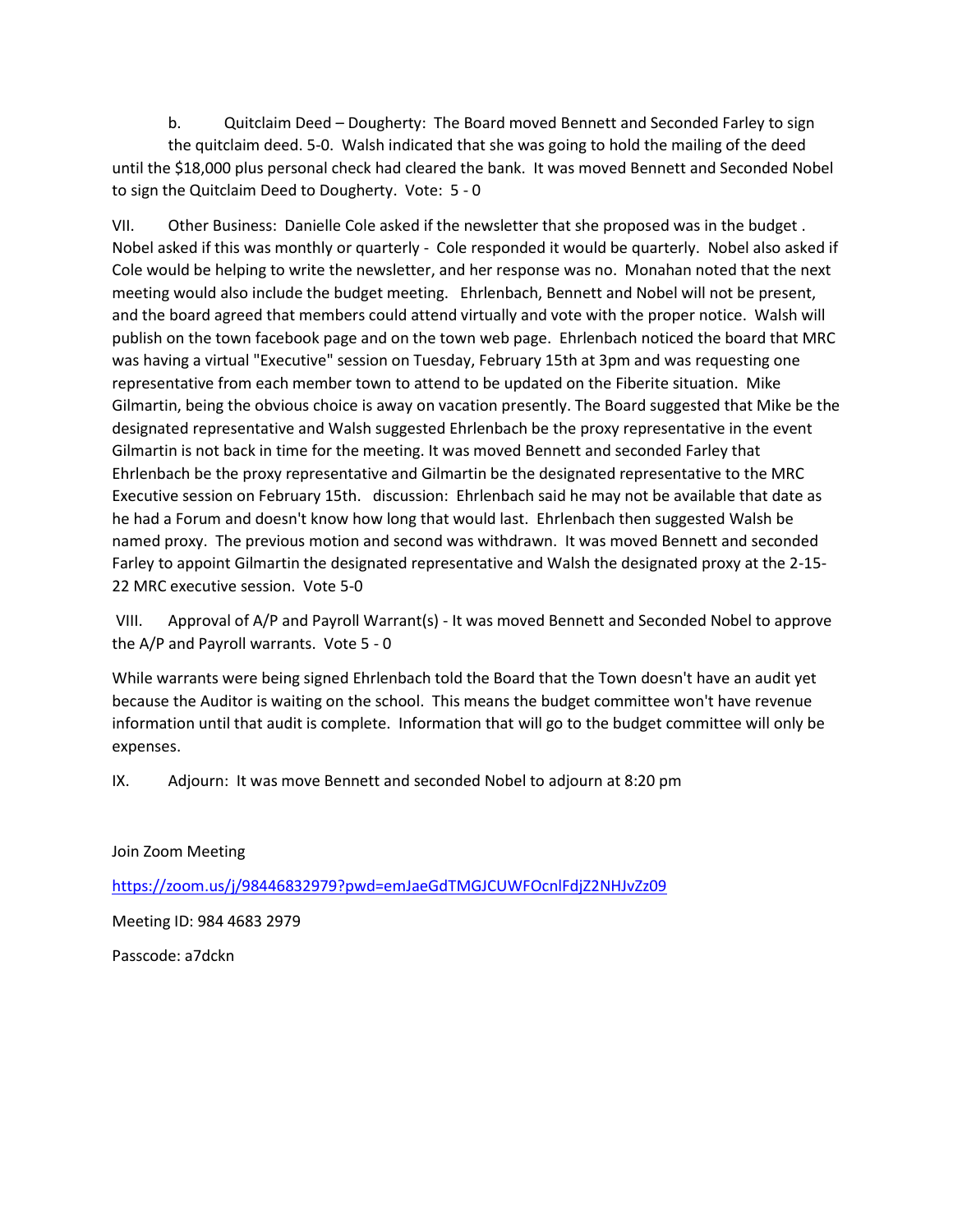b. Quitclaim Deed – Dougherty: The Board moved Bennett and Seconded Farley to sign the quitclaim deed. 5-0. Walsh indicated that she was going to hold the mailing of the deed until the $18,000 plus personal check had cleared the bank. It was moved Bennett and Seconded Nobel to sign the Quitclaim Deed to Dougherty. Vote: 5 - 0

VII. Other Business: Danielle Cole asked if the newsletter that she proposed was in the budget . Nobel asked if this was monthly or quarterly - Cole responded it would be quarterly. Nobel also asked if Cole would be helping to write the newsletter, and her response was no. Monahan noted that the next meeting would also include the budget meeting. Ehrlenbach, Bennett and Nobel will not be present, and the board agreed that members could attend virtually and vote with the proper notice. Walsh will publish on the town facebook page and on the town web page. Ehrlenbach noticed the board that MRC was having a virtual "Executive" session on Tuesday, February 15th at 3pm and was requesting one representative from each member town to attend to be updated on the Fiberite situation. Mike Gilmartin, being the obvious choice is away on vacation presently. The Board suggested that Mike be the designated representative and Walsh suggested Ehrlenbach be the proxy representative in the event Gilmartin is not back in time for the meeting. It was moved Bennett and seconded Farley that Ehrlenbach be the proxy representative and Gilmartin be the designated representative to the MRC Executive session on February 15th. discussion: Ehrlenbach said he may not be available that date as he had a Forum and doesn't know how long that would last. Ehrlenbach then suggested Walsh be named proxy. The previous motion and second was withdrawn. It was moved Bennett and seconded Farley to appoint Gilmartin the designated representative and Walsh the designated proxy at the 2-15-22 MRC executive session. Vote 5-0

VIII. Approval of A/P and Payroll Warrant(s) - It was moved Bennett and Seconded Nobel to approve the A/P and Payroll warrants. Vote 5 - 0

While warrants were being signed Ehrlenbach told the Board that the Town doesn't have an audit yet because the Auditor is waiting on the school. This means the budget committee won't have revenue information until that audit is complete. Information that will go to the budget committee will only be expenses.

IX. Adjourn: It was move Bennett and seconded Nobel to adjourn at 8:20 pm

Join Zoom Meeting

https://zoom.us/j/98446832979?pwd=emJaeGdTMGJCUWFOcnlFdjZ2NHJvZz09

Meeting ID: 984 4683 2979

Passcode: a7dckn